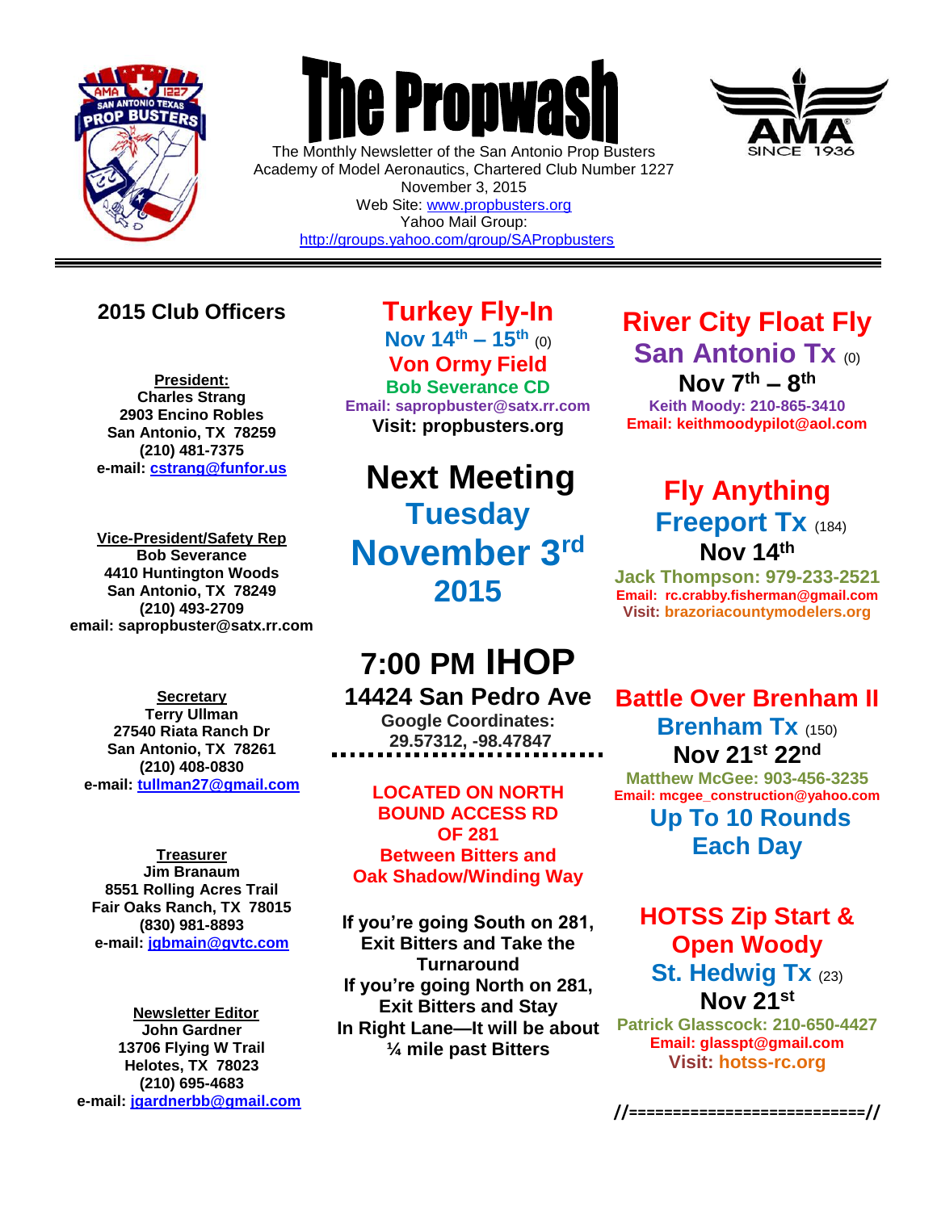# The Propwash

The Monthly Newsletter of the San Antonio Prop Busters
Academy of Model Aeronautics, Chartered Club Number 1227
November 3, 2015
Web Site: www.propbusters.org
Yahoo Mail Group:
http://groups.yahoo.com/group/SAPropbusters

---

## 2015 Club Officers

**President:**
**Charles Strang**
**2903 Encino Robles**
**San Antonio, TX 78259**
**(210) 481-7375**
**e-mail: cstrang@funfor.us**

**Vice-President/Safety Rep**
**Bob Severance**
**4410 Huntington Woods**
**San Antonio, TX 78249**
**(210) 493-2709**
**email: sapropbuster@satx.rr.com**

**Secretary**
**Terry Ullman**
**27540 Riata Ranch Dr**
**San Antonio, TX 78261**
**(210) 408-0830**
**e-mail: tullman27@gmail.com**

**Treasurer**
**Jim Branaum**
**8551 Rolling Acres Trail**
**Fair Oaks Ranch, TX 78015**
**(830) 981-8893**
**e-mail: jgbmain@gvtc.com**

**Newsletter Editor**
**John Gardner**
**13706 Flying W Trail**
**Helotes, TX 78023**
**(210) 695-4683**
**e-mail: jgardnerbb@gmail.com**

## Turkey Fly-In

**Nov 14th – 15th** (0)
**Von Ormy Field**
**Bob Severance CD**
**Email: sapropbuster@satx.rr.com**
**Visit: propbusters.org**

## Next Meeting

## Tuesday

## November 3rd 2015

## 7:00 PM IHOP

**14424 San Pedro Ave**
**Google Coordinates:**
**29.57312, -98.47847**

**LOCATED ON NORTH BOUND ACCESS RD OF 281**
**Between Bitters and Oak Shadow/Winding Way**

**If you're going South on 281, Exit Bitters and Take the Turnaround**
**If you're going North on 281, Exit Bitters and Stay In Right Lane—It will be about ¼ mile past Bitters**

## River City Float Fly

**San Antonio Tx** (0)
**Nov 7th – 8th**
**Keith Moody: 210-865-3410**
**Email: keithmoodypilot@aol.com**

## Fly Anything

**Freeport Tx** (184)
**Nov 14th**
**Jack Thompson: 979-233-2521**
**Email: rc.crabby.fisherman@gmail.com**
**Visit: brazoriacountymodelers.org**

## Battle Over Brenham II

**Brenham Tx** (150)
**Nov 21st 22nd**
**Matthew McGee: 903-456-3235**
**Email: mcgee_construction@yahoo.com**
**Up To 10 Rounds Each Day**

## HOTSS Zip Start & Open Woody

**St. Hedwig Tx** (23)
**Nov 21st**
**Patrick Glasscock: 210-650-4427**
**Email: glasspt@gmail.com**
**Visit: hotss-rc.org**

**//==========================//**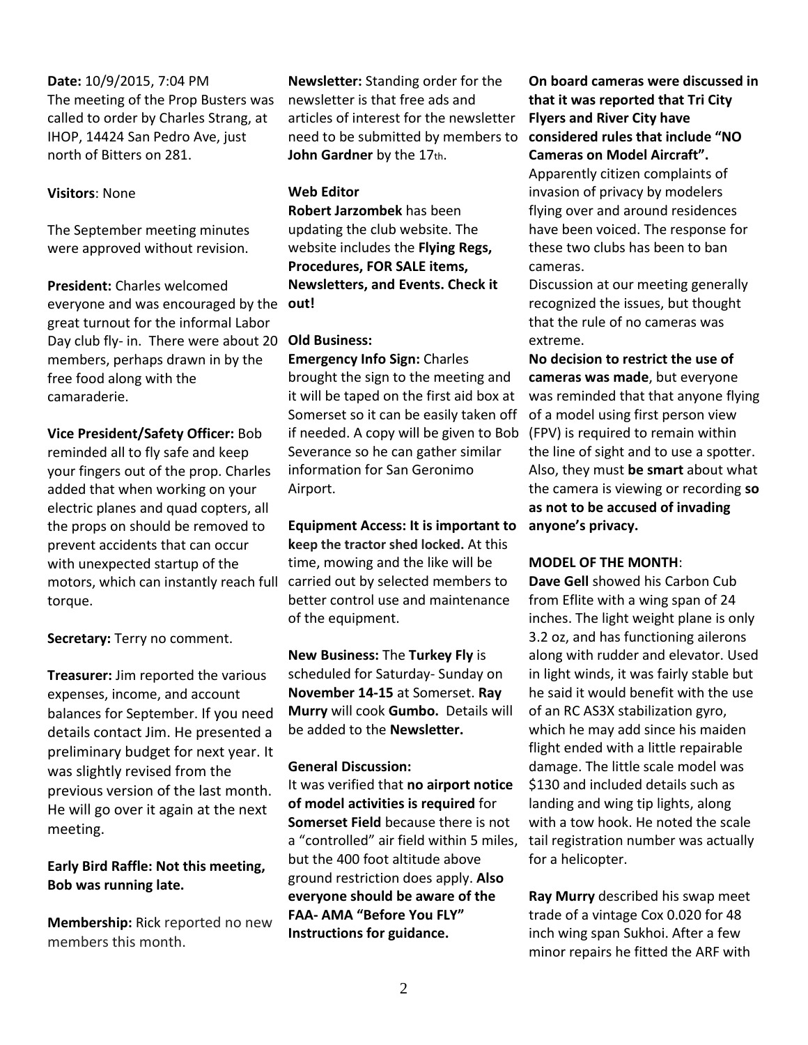**Date:** 10/9/2015, 7:04 PM
The meeting of the Prop Busters was called to order by Charles Strang, at IHOP, 14424 San Pedro Ave, just north of Bitters on 281.

**Visitors**: None

The September meeting minutes were approved without revision.

**President:** Charles welcomed everyone and was encouraged by the great turnout for the informal Labor Day club fly- in. There were about 20 members, perhaps drawn in by the free food along with the camaraderie.

**Vice President/Safety Officer:** Bob reminded all to fly safe and keep your fingers out of the prop. Charles added that when working on your electric planes and quad copters, all the props on should be removed to prevent accidents that can occur with unexpected startup of the motors, which can instantly reach full torque.

**Secretary:** Terry no comment.

**Treasurer:** Jim reported the various expenses, income, and account balances for September. If you need details contact Jim. He presented a preliminary budget for next year. It was slightly revised from the previous version of the last month. He will go over it again at the next meeting.

**Early Bird Raffle: Not this meeting, Bob was running late.**

**Membership:** Rick reported no new members this month.

**Newsletter:** Standing order for the newsletter is that free ads and articles of interest for the newsletter need to be submitted by members to **John Gardner** by the 17th.

**Web Editor**
**Robert Jarzombek** has been updating the club website. The website includes the **Flying Regs, Procedures, FOR SALE items, Newsletters, and Events. Check it out!**

**Old Business:**
**Emergency Info Sign:** Charles brought the sign to the meeting and it will be taped on the first aid box at Somerset so it can be easily taken off if needed. A copy will be given to Bob Severance so he can gather similar information for San Geronimo Airport.

**Equipment Access: It is important to keep the tractor shed locked.** At this time, mowing and the like will be carried out by selected members to better control use and maintenance of the equipment.

**New Business:** The **Turkey Fly** is scheduled for Saturday- Sunday on **November 14-15** at Somerset. **Ray Murry** will cook **Gumbo.** Details will be added to the **Newsletter.**

**General Discussion:**
It was verified that **no airport notice of model activities is required** for **Somerset Field** because there is not a "controlled" air field within 5 miles, but the 400 foot altitude above ground restriction does apply. **Also everyone should be aware of the FAA- AMA "Before You FLY" Instructions for guidance.**

**On board cameras were discussed in that it was reported that Tri City Flyers and River City have considered rules that include "NO Cameras on Model Aircraft".**
Apparently citizen complaints of invasion of privacy by modelers flying over and around residences have been voiced. The response for these two clubs has been to ban cameras.
Discussion at our meeting generally recognized the issues, but thought that the rule of no cameras was extreme.
**No decision to restrict the use of cameras was made**, but everyone was reminded that that anyone flying of a model using first person view (FPV) is required to remain within the line of sight and to use a spotter. Also, they must **be smart** about what the camera is viewing or recording **so as not to be accused of invading anyone's privacy.**

**MODEL OF THE MONTH**:
**Dave Gell** showed his Carbon Cub from Eflite with a wing span of 24 inches. The light weight plane is only 3.2 oz, and has functioning ailerons along with rudder and elevator. Used in light winds, it was fairly stable but he said it would benefit with the use of an RC AS3X stabilization gyro, which he may add since his maiden flight ended with a little repairable damage. The little scale model was $130 and included details such as landing and wing tip lights, along with a tow hook. He noted the scale tail registration number was actually for a helicopter.

**Ray Murry** described his swap meet trade of a vintage Cox 0.020 for 48 inch wing span Sukhoi. After a few minor repairs he fitted the ARF with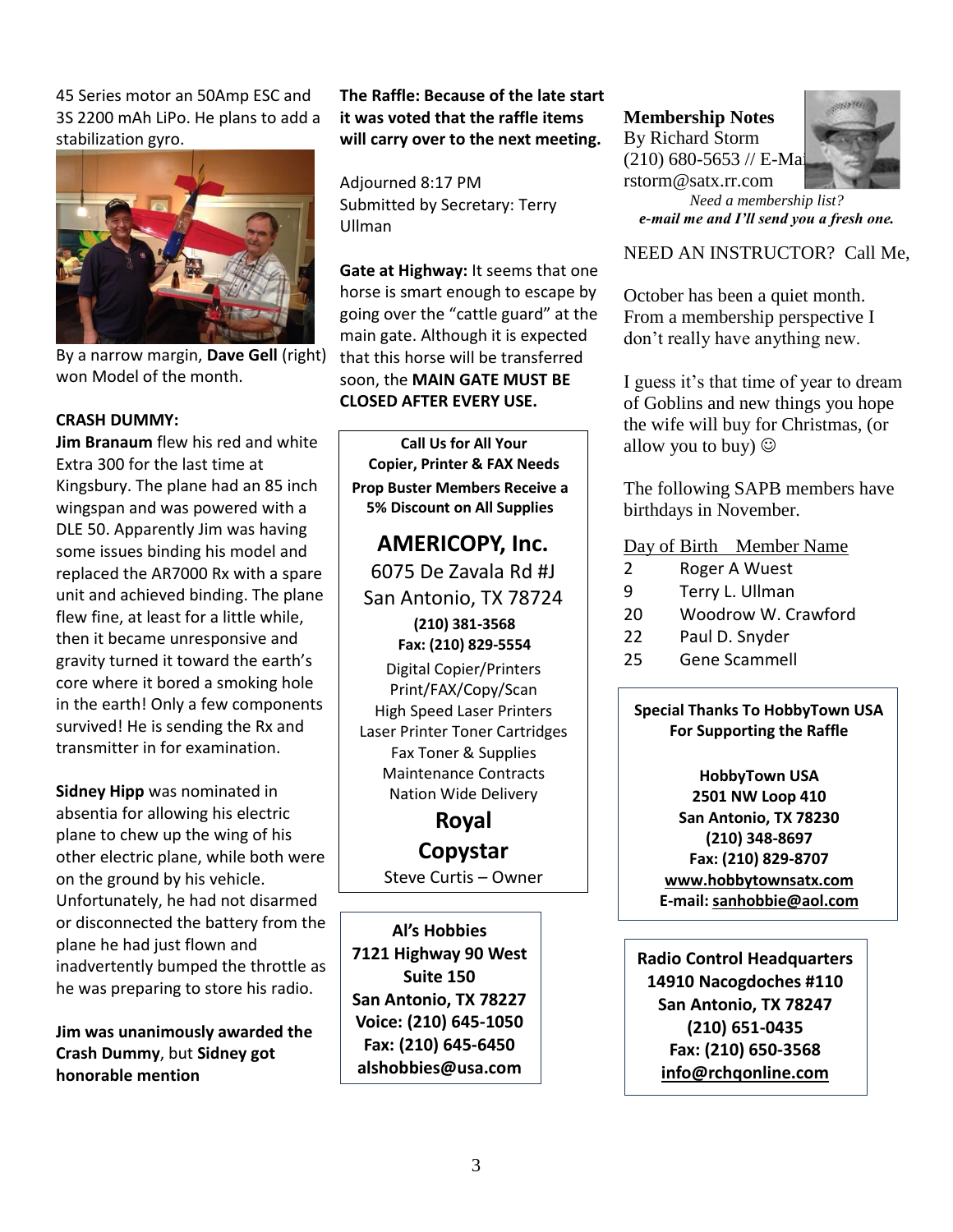45 Series motor an 50Amp ESC and 3S 2200 mAh LiPo. He plans to add a stabilization gyro.

By a narrow margin, **Dave Gell** (right) won Model of the month.

**CRASH DUMMY:**

**Jim Branaum** flew his red and white Extra 300 for the last time at Kingsbury. The plane had an 85 inch wingspan and was powered with a DLE 50. Apparently Jim was having some issues binding his model and replaced the AR7000 Rx with a spare unit and achieved binding. The plane flew fine, at least for a little while, then it became unresponsive and gravity turned it toward the earth's core where it bored a smoking hole in the earth! Only a few components survived! He is sending the Rx and transmitter in for examination.

**Sidney Hipp** was nominated in absentia for allowing his electric plane to chew up the wing of his other electric plane, while both were on the ground by his vehicle. Unfortunately, he had not disarmed or disconnected the battery from the plane he had just flown and inadvertently bumped the throttle as he was preparing to store his radio.

**Jim was unanimously awarded the Crash Dummy**, but **Sidney got honorable mention**

**The Raffle: Because of the late start it was voted that the raffle items will carry over to the next meeting.**

Adjourned 8:17 PM
Submitted by Secretary: Terry Ullman

**Gate at Highway:** It seems that one horse is smart enough to escape by going over the "cattle guard" at the main gate. Although it is expected that this horse will be transferred soon, the **MAIN GATE MUST BE CLOSED AFTER EVERY USE.**

**Call Us for All Your Copier, Printer & FAX Needs**
**Prop Buster Members Receive a 5% Discount on All Supplies**

**AMERICOPY, Inc.**
6075 De Zavala Rd #J
San Antonio, TX 78724
**(210) 381-3568**
**Fax: (210) 829-5554**
Digital Copier/Printers
Print/FAX/Copy/Scan
High Speed Laser Printers
Laser Printer Toner Cartridges
Fax Toner & Supplies
Maintenance Contracts
Nation Wide Delivery
**Royal**
**Copystar**
Steve Curtis – Owner

**Al's Hobbies**
**7121 Highway 90 West**
**Suite 150**
**San Antonio, TX 78227**
**Voice: (210) 645-1050**
**Fax: (210) 645-6450**
**alshobbies@usa.com**

## Membership Notes

By Richard Storm
(210) 680-5653 // E-Mail
rstorm@satx.rr.com

*Need a membership list?*
***e-mail me and I'll send you a fresh one.***

NEED AN INSTRUCTOR? Call Me,

October has been a quiet month. From a membership perspective I don't really have anything new.

I guess it's that time of year to dream of Goblins and new things you hope the wife will buy for Christmas, (or allow you to buy) ☺

The following SAPB members have birthdays in November.

| Day of Birth | Member Name |
| --- | --- |
| 2 | Roger A Wuest |
| 9 | Terry L. Ullman |
| 20 | Woodrow W. Crawford |
| 22 | Paul D. Snyder |
| 25 | Gene Scammell |

**Special Thanks To HobbyTown USA For Supporting the Raffle**

**HobbyTown USA**
**2501 NW Loop 410**
**San Antonio, TX 78230**
**(210) 348-8697**
**Fax: (210) 829-8707**
**www.hobbytownsatx.com**
**E-mail: sanhobbie@aol.com**

**Radio Control Headquarters**
**14910 Nacogdoches #110**
**San Antonio, TX 78247**
**(210) 651-0435**
**Fax: (210) 650-3568**
**info@rchqonline.com**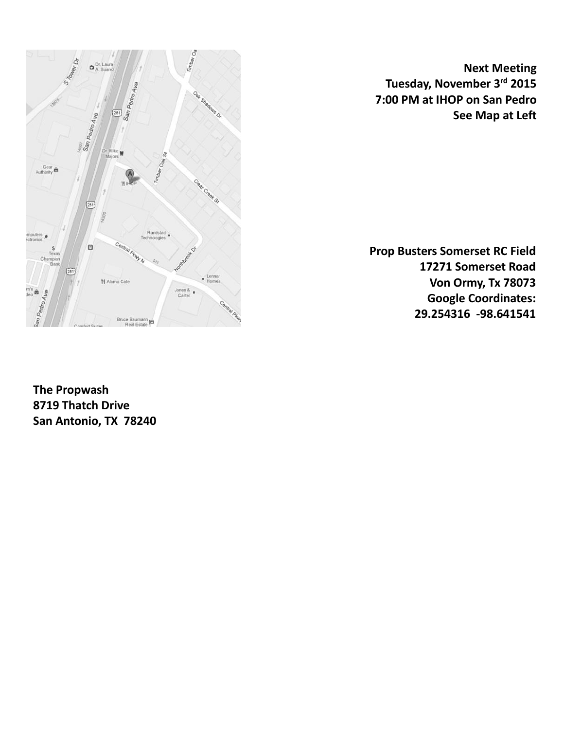**Next Meeting**
**Tuesday, November 3rd 2015**
**7:00 PM at IHOP on San Pedro**
**See Map at Left**

**Prop Busters Somerset RC Field**
**17271 Somerset Road**
**Von Ormy, Tx 78073**
**Google Coordinates:**
**29.254316 -98.641541**

**The Propwash**
**8719 Thatch Drive**
**San Antonio, TX 78240**